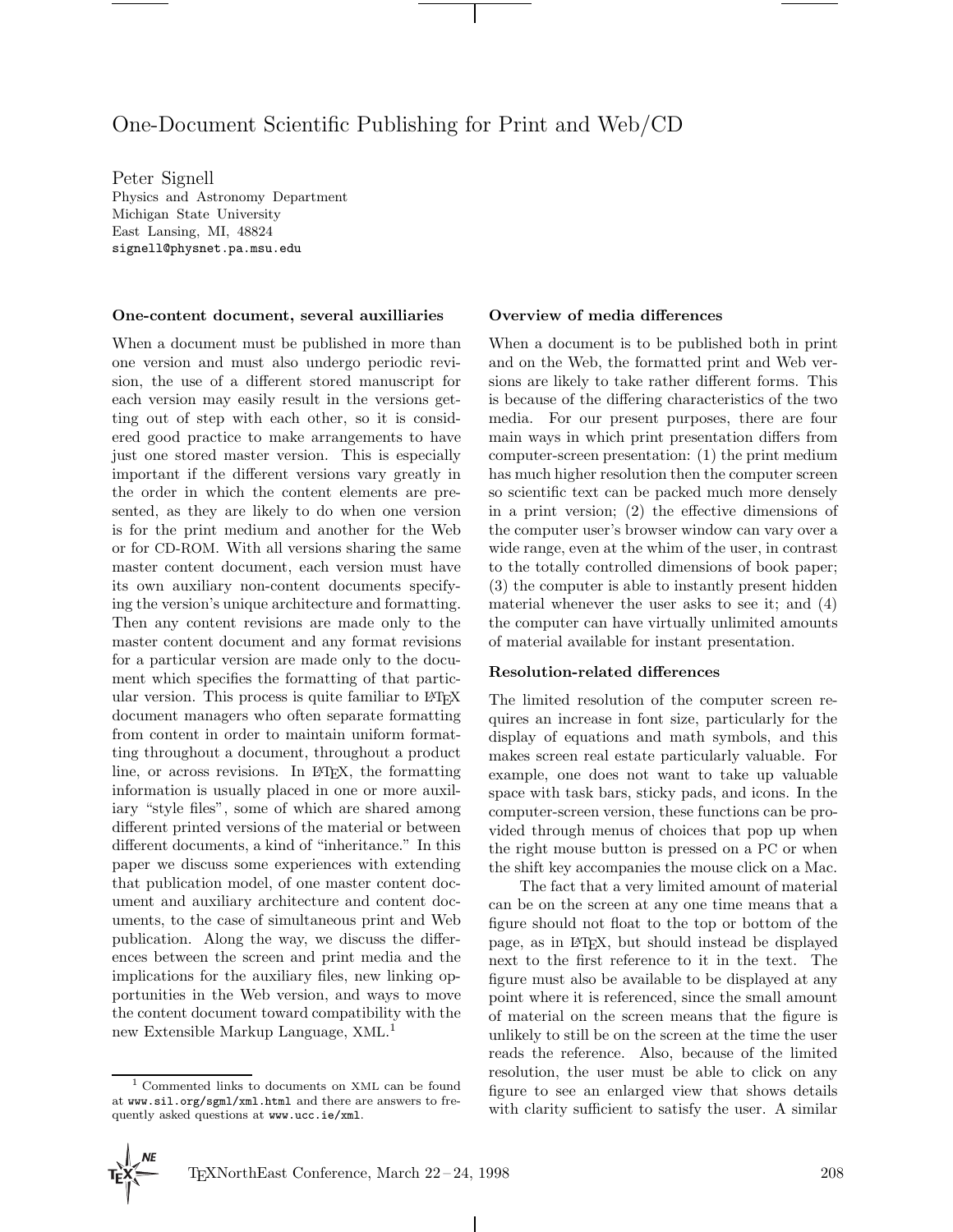# One-Document Scientific Publishing for Print and Web/CD

Peter Signell
Physics and Astronomy Department
Michigan State University
East Lansing, MI, 48824
signell@physnet.pa.msu.edu

### One-content document, several auxilliaries

When a document must be published in more than one version and must also undergo periodic revision, the use of a different stored manuscript for each version may easily result in the versions getting out of step with each other, so it is considered good practice to make arrangements to have just one stored master version. This is especially important if the different versions vary greatly in the order in which the content elements are presented, as they are likely to do when one version is for the print medium and another for the Web or for CD-ROM. With all versions sharing the same master content document, each version must have its own auxiliary non-content documents specifying the version's unique architecture and formatting. Then any content revisions are made only to the master content document and any format revisions for a particular version are made only to the document which specifies the formatting of that particular version. This process is quite familiar to LaTeX document managers who often separate formatting from content in order to maintain uniform formatting throughout a document, throughout a product line, or across revisions. In LaTeX, the formatting information is usually placed in one or more auxiliary "style files", some of which are shared among different printed versions of the material or between different documents, a kind of "inheritance." In this paper we discuss some experiences with extending that publication model, of one master content document and auxiliary architecture and content documents, to the case of simultaneous print and Web publication. Along the way, we discuss the differences between the screen and print media and the implications for the auxiliary files, new linking opportunities in the Web version, and ways to move the content document toward compatibility with the new Extensible Markup Language, XML.[1]

[1] Commented links to documents on XML can be found at www.sil.org/sgml/xml.html and there are answers to frequently asked questions at www.ucc.ie/xml.

### Overview of media differences

When a document is to be published both in print and on the Web, the formatted print and Web versions are likely to take rather different forms. This is because of the differing characteristics of the two media. For our present purposes, there are four main ways in which print presentation differs from computer-screen presentation: (1) the print medium has much higher resolution then the computer screen so scientific text can be packed much more densely in a print version; (2) the effective dimensions of the computer user's browser window can vary over a wide range, even at the whim of the user, in contrast to the totally controlled dimensions of book paper; (3) the computer is able to instantly present hidden material whenever the user asks to see it; and (4) the computer can have virtually unlimited amounts of material available for instant presentation.

### Resolution-related differences

The limited resolution of the computer screen requires an increase in font size, particularly for the display of equations and math symbols, and this makes screen real estate particularly valuable. For example, one does not want to take up valuable space with task bars, sticky pads, and icons. In the computer-screen version, these functions can be provided through menus of choices that pop up when the right mouse button is pressed on a PC or when the shift key accompanies the mouse click on a Mac.

The fact that a very limited amount of material can be on the screen at any one time means that a figure should not float to the top or bottom of the page, as in LaTeX, but should instead be displayed next to the first reference to it in the text. The figure must also be available to be displayed at any point where it is referenced, since the small amount of material on the screen means that the figure is unlikely to still be on the screen at the time the user reads the reference. Also, because of the limited resolution, the user must be able to click on any figure to see an enlarged view that shows details with clarity sufficient to satisfy the user. A similar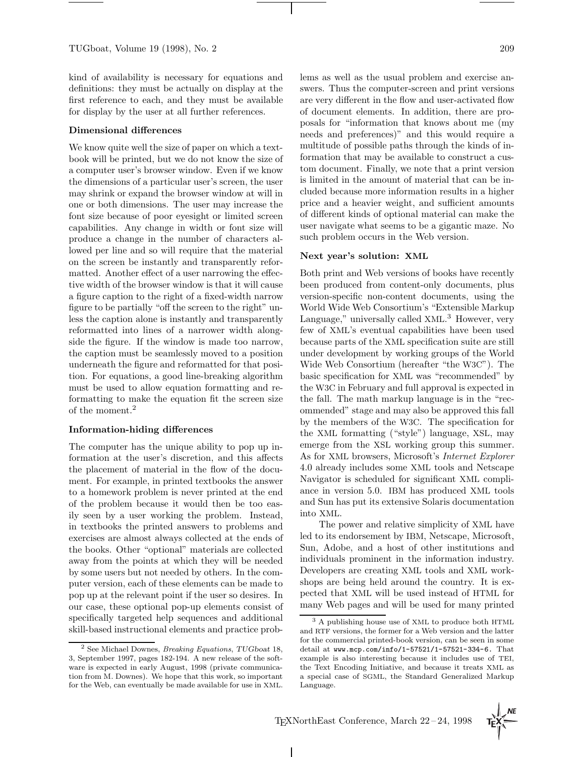kind of availability is necessary for equations and definitions: they must be actually on display at the first reference to each, and they must be available for display by the user at all further references.

### Dimensional differences

We know quite well the size of paper on which a textbook will be printed, but we do not know the size of a computer user's browser window. Even if we know the dimensions of a particular user's screen, the user may shrink or expand the browser window at will in one or both dimensions. The user may increase the font size because of poor eyesight or limited screen capabilities. Any change in width or font size will produce a change in the number of characters allowed per line and so will require that the material on the screen be instantly and transparently reformatted. Another effect of a user narrowing the effective width of the browser window is that it will cause a figure caption to the right of a fixed-width narrow figure to be partially "off the screen to the right" unless the caption alone is instantly and transparently reformatted into lines of a narrower width alongside the figure. If the window is made too narrow, the caption must be seamlessly moved to a position underneath the figure and reformatted for that position. For equations, a good line-breaking algorithm must be used to allow equation formatting and reformatting to make the equation fit the screen size of the moment.[2]

### Information-hiding differences

The computer has the unique ability to pop up information at the user's discretion, and this affects the placement of material in the flow of the document. For example, in printed textbooks the answer to a homework problem is never printed at the end of the problem because it would then be too easily seen by a user working the problem. Instead, in textbooks the printed answers to problems and exercises are almost always collected at the ends of the books. Other "optional" materials are collected away from the points at which they will be needed by some users but not needed by others. In the computer version, each of these elements can be made to pop up at the relevant point if the user so desires. In our case, these optional pop-up elements consist of specifically targeted help sequences and additional skill-based instructional elements and practice problems as well as the usual problem and exercise answers. Thus the computer-screen and print versions are very different in the flow and user-activated flow of document elements. In addition, there are proposals for "information that knows about me (my needs and preferences)" and this would require a multitude of possible paths through the kinds of information that may be available to construct a custom document. Finally, we note that a print version is limited in the amount of material that can be included because more information results in a higher price and a heavier weight, and sufficient amounts of different kinds of optional material can make the user navigate what seems to be a gigantic maze. No such problem occurs in the Web version.

### Next year's solution: XML

Both print and Web versions of books have recently been produced from content-only documents, plus version-specific non-content documents, using the World Wide Web Consortium's "Extensible Markup Language," universally called XML.[3] However, very few of XML's eventual capabilities have been used because parts of the XML specification suite are still under development by working groups of the World Wide Web Consortium (hereafter "the W3C"). The basic specification for XML was "recommended" by the W3C in February and full approval is expected in the fall. The math markup language is in the "recommended" stage and may also be approved this fall by the members of the W3C. The specification for the XML formatting ("style") language, XSL, may emerge from the XSL working group this summer. As for XML browsers, Microsoft's *Internet Explorer* 4.0 already includes some XML tools and Netscape Navigator is scheduled for significant XML compliance in version 5.0. IBM has produced XML tools and Sun has put its extensive Solaris documentation into XML.

The power and relative simplicity of XML have led to its endorsement by IBM, Netscape, Microsoft, Sun, Adobe, and a host of other institutions and individuals prominent in the information industry. Developers are creating XML tools and XML workshops are being held around the country. It is expected that XML will be used instead of HTML for many Web pages and will be used for many printed

---

[2] See Michael Downes, *Breaking Equations*, *TUGboat* 18, 3, September 1997, pages 182-194. A new release of the software is expected in early August, 1998 (private communication from M. Downes). We hope that this work, so important for the Web, can eventually be made available for use in XML.

[3] A publishing house use of XML to produce both HTML and RTF versions, the former for a Web version and the latter for the commercial printed-book version, can be seen in some detail at `www.mcp.com/info/1-57521/1-57521-334-6`. That example is also interesting because it includes use of TEI, the Text Encoding Initiative, and because it treats XML as a special case of SGML, the Standard Generalized Markup Language.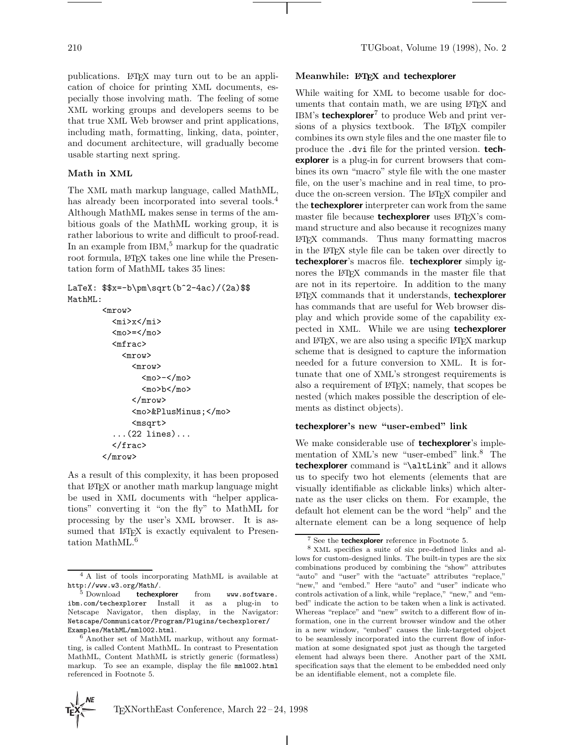publications. LaTeX may turn out to be an application of choice for printing XML documents, especially those involving math. The feeling of some XML working groups and developers seems to be that true XML Web browser and print applications, including math, formatting, linking, data, pointer, and document architecture, will gradually become usable starting next spring.

### Math in XML

The XML math markup language, called MathML, has already been incorporated into several tools.[4] Although MathML makes sense in terms of the ambitious goals of the MathML working group, it is rather laborious to write and difficult to proof-read. In an example from IBM,[5] markup for the quadratic root formula, LaTeX takes one line while the Presentation form of MathML takes 35 lines:

```
LaTeX: $$x=-b\pm\sqrt(b^2-4ac)/(2a)$$
MathML:
        <mrow>
          <mi>x</mi>
          <mo>=</mo>
          <mfrac>
            <mrow>
              <mrow>
                <mo>-</mo>
                <mo>b</mo>
              </mrow>
              <mo>&PlusMinus;</mo>
              <msqrt>
          ...(22 lines)...
          </frac>
        </mrow>
```

As a result of this complexity, it has been proposed that LaTeX or another math markup language might be used in XML documents with "helper applications" converting it "on the fly" to MathML for processing by the user's XML browser. It is assumed that LaTeX is exactly equivalent to Presentation MathML.[6]

### Meanwhile: LaTeX and techexplorer

While waiting for XML to become usable for documents that contain math, we are using LaTeX and IBM's **techexplorer**[7] to produce Web and print versions of a physics textbook. The LaTeX compiler combines its own style files and the one master file to produce the `.dvi` file for the printed version. **techexplorer** is a plug-in for current browsers that combines its own "macro" style file with the one master file, on the user's machine and in real time, to produce the on-screen version. The LaTeX compiler and the **techexplorer** interpreter can work from the same master file because **techexplorer** uses LaTeX's command structure and also because it recognizes many LaTeX commands. Thus many formatting macros in the LaTeX style file can be taken over directly to **techexplorer**'s macros file. **techexplorer** simply ignores the LaTeX commands in the master file that are not in its repertoire. In addition to the many LaTeX commands that it understands, **techexplorer** has commands that are useful for Web browser display and which provide some of the capability expected in XML. While we are using **techexplorer** and LaTeX, we are also using a specific LaTeX markup scheme that is designed to capture the information needed for a future conversion to XML. It is fortunate that one of XML's strongest requirements is also a requirement of LaTeX; namely, that scopes be nested (which makes possible the description of elements as distinct objects).

### techexplorer's new "user-embed" link

We make considerable use of **techexplorer**'s implementation of XML's new "user-embed" link.[8] The **techexplorer** command is "`\altLink`" and it allows us to specify two hot elements (elements that are visually identifiable as clickable links) which alternate as the user clicks on them. For example, the default hot element can be the word "help" and the alternate element can be a long sequence of help

---

[4] A list of tools incorporating MathML is available at `http://www.w3.org/Math/`.

[5] Download **techexplorer** from `www.software.ibm.com/techexplorer` Install it as a plug-in to Netscape Navigator, then display, in the Navigator: `Netscape/Communicator/Program/Plugins/techexplorer/Examples/MathML/mml002.html`.

[6] Another set of MathML markup, without any formatting, is called Content MathML. In contrast to Presentation MathML, Content MathML is strictly generic (formatless) markup. To see an example, display the file `mml002.html` referenced in Footnote 5.

[7] See the **techexplorer** reference in Footnote 5.

[8] XML specifies a suite of six pre-defined links and allows for custom-designed links. The built-in types are the six combinations produced by combining the "show" attributes "auto" and "user" with the "actuate" attributes "replace," "new," and "embed." Here "auto" and "user" indicate who controls activation of a link, while "replace," "new," and "embed" indicate the action to be taken when a link is activated. Whereas "replace" and "new" switch to a different flow of information, one in the current browser window and the other in a new window, "embed" causes the link-targeted object to be seamlessly incorporated into the current flow of information at some designated spot just as though the targeted element had always been there. Another part of the XML specification says that the element to be embedded need only be an identifiable element, not a complete file.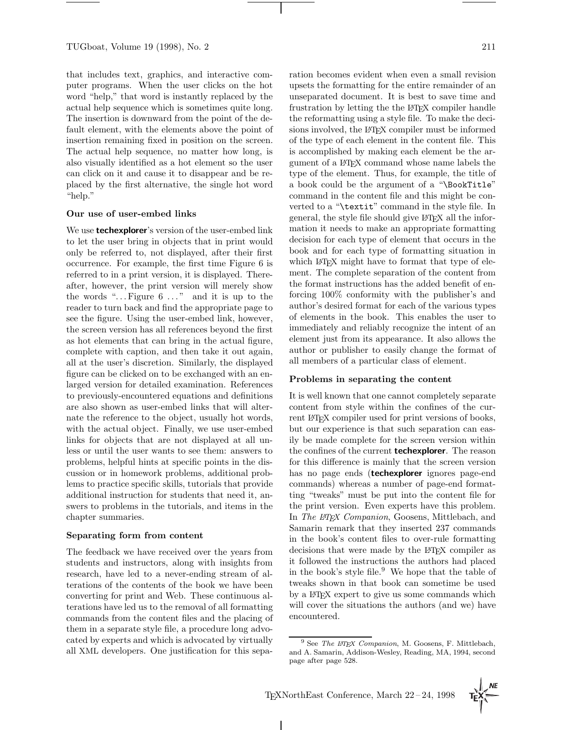that includes text, graphics, and interactive computer programs. When the user clicks on the hot word "help," that word is instantly replaced by the actual help sequence which is sometimes quite long. The insertion is downward from the point of the default element, with the elements above the point of insertion remaining fixed in position on the screen. The actual help sequence, no matter how long, is also visually identified as a hot element so the user can click on it and cause it to disappear and be replaced by the first alternative, the single hot word "help."

### Our use of user-embed links

We use **techexplorer**'s version of the user-embed link to let the user bring in objects that in print would only be referred to, not displayed, after their first occurrence. For example, the first time Figure 6 is referred to in a print version, it is displayed. Thereafter, however, the print version will merely show the words "... Figure 6 ..." and it is up to the reader to turn back and find the appropriate page to see the figure. Using the user-embed link, however, the screen version has all references beyond the first as hot elements that can bring in the actual figure, complete with caption, and then take it out again, all at the user's discretion. Similarly, the displayed figure can be clicked on to be exchanged with an enlarged version for detailed examination. References to previously-encountered equations and definitions are also shown as user-embed links that will alternate the reference to the object, usually hot words, with the actual object. Finally, we use user-embed links for objects that are not displayed at all unless or until the user wants to see them: answers to problems, helpful hints at specific points in the discussion or in homework problems, additional problems to practice specific skills, tutorials that provide additional instruction for students that need it, answers to problems in the tutorials, and items in the chapter summaries.

### Separating form from content

The feedback we have received over the years from students and instructors, along with insights from research, have led to a never-ending stream of alterations of the contents of the book we have been converting for print and Web. These continuous alterations have led us to the removal of all formatting commands from the content files and the placing of them in a separate style file, a procedure long advocated by experts and which is advocated by virtually all XML developers. One justification for this separation becomes evident when even a small revision upsets the formatting for the entire remainder of an unseparated document. It is best to save time and frustration by letting the the LaTeX compiler handle the reformatting using a style file. To make the decisions involved, the LaTeX compiler must be informed of the type of each element in the content file. This is accomplished by making each element be the argument of a LaTeX command whose name labels the type of the element. Thus, for example, the title of a book could be the argument of a "`\BookTitle`" command in the content file and this might be converted to a "`\textit`" command in the style file. In general, the style file should give LaTeX all the information it needs to make an appropriate formatting decision for each type of element that occurs in the book and for each type of formatting situation in which LaTeX might have to format that type of element. The complete separation of the content from the format instructions has the added benefit of enforcing 100% conformity with the publisher's and author's desired format for each of the various types of elements in the book. This enables the user to immediately and reliably recognize the intent of an element just from its appearance. It also allows the author or publisher to easily change the format of all members of a particular class of element.

### Problems in separating the content

It is well known that one cannot completely separate content from style within the confines of the current LaTeX compiler used for print versions of books, but our experience is that such separation can easily be made complete for the screen version within the confines of the current **techexplorer**. The reason for this difference is mainly that the screen version has no page ends (**techexplorer** ignores page-end commands) whereas a number of page-end formatting "tweaks" must be put into the content file for the print version. Even experts have this problem. In *The LaTeX Companion*, Goosens, Mittlebach, and Samarin remark that they inserted 237 commands in the book's content files to over-rule formatting decisions that were made by the LaTeX compiler as it followed the instructions the authors had placed in the book's style file.[9] We hope that the table of tweaks shown in that book can sometime be used by a LaTeX expert to give us some commands which will cover the situations the authors (and we) have encountered.

[9] See *The LaTeX Companion*, M. Goosens, F. Mittlebach, and A. Samarin, Addison-Wesley, Reading, MA, 1994, second page after page 528.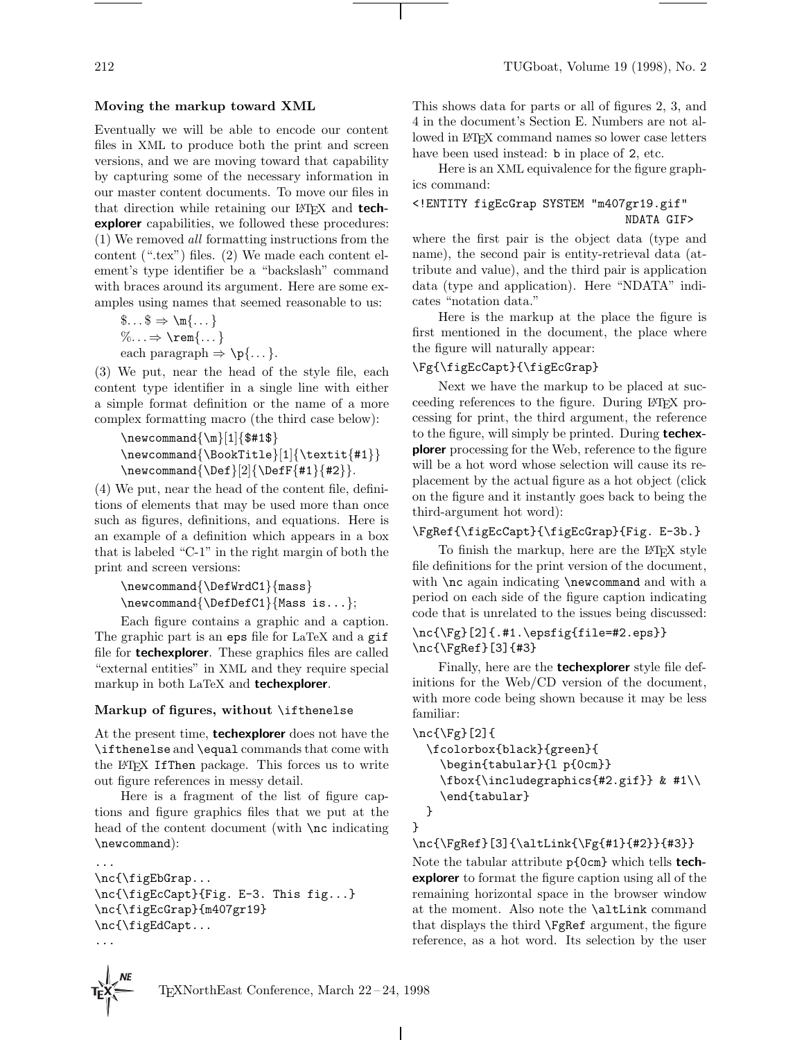### Moving the markup toward XML

Eventually we will be able to encode our content files in XML to produce both the print and screen versions, and we are moving toward that capability by capturing some of the necessary information in our master content documents. To move our files in that direction while retaining our LaTeX and **techexplorer** capabilities, we followed these procedures: (1) We removed *all* formatting instructions from the content (".tex") files. (2) We made each content element's type identifier be a "backslash" command with braces around its argument. Here are some examples using names that seemed reasonable to us:

$...$ ⇒ \m{...}
%... ⇒ \rem{...}
each paragraph ⇒ \p{...}.

(3) We put, near the head of the style file, each content type identifier in a single line with either a simple format definition or the name of a more complex formatting macro (the third case below):

```
\newcommand{\m}[1]{$#1$}
\newcommand{\BookTitle}[1]{\textit{#1}}
\newcommand{\Def}[2]{\DefF{#1}{#2}}.
```

(4) We put, near the head of the content file, definitions of elements that may be used more than once such as figures, definitions, and equations. Here is an example of a definition which appears in a box that is labeled "C-1" in the right margin of both the print and screen versions:

```
\newcommand{\DefWrdC1}{mass}
\newcommand{\DefDefC1}{Mass is...};
```

Each figure contains a graphic and a caption. The graphic part is an `eps` file for LaTeX and a `gif` file for **techexplorer**. These graphics files are called "external entities" in XML and they require special markup in both LaTeX and **techexplorer**.

### Markup of figures, without \ifthenelse

At the present time, **techexplorer** does not have the `\ifthenelse` and `\equal` commands that come with the LaTeX `IfThen` package. This forces us to write out figure references in messy detail.

Here is a fragment of the list of figure captions and figure graphics files that we put at the head of the content document (with `\nc` indicating `\newcommand`):

```
...
\nc{\figEbGrap...
\nc{\figEcCapt}{Fig. E-3. This fig...}
\nc{\figEcGrap}{m407gr19}
\nc{\figEdCapt...
...
```

This shows data for parts or all of figures 2, 3, and 4 in the document's Section E. Numbers are not allowed in LaTeX command names so lower case letters have been used instead: `b` in place of `2`, etc.

Here is an XML equivalence for the figure graphics command:

```
<!ENTITY figEcGrap SYSTEM "m407gr19.gif"
                                  NDATA GIF>
```

where the first pair is the object data (type and name), the second pair is entity-retrieval data (attribute and value), and the third pair is application data (type and application). Here "NDATA" indicates "notation data."

Here is the markup at the place the figure is first mentioned in the document, the place where the figure will naturally appear:

```
\Fg{\figEcCapt}{\figEcGrap}
```

Next we have the markup to be placed at succeeding references to the figure. During LaTeX processing for print, the third argument, the reference to the figure, will simply be printed. During **techexplorer** processing for the Web, reference to the figure will be a hot word whose selection will cause its replacement by the actual figure as a hot object (click on the figure and it instantly goes back to being the third-argument hot word):

```
\FgRef{\figEcCapt}{\figEcGrap}{Fig. E-3b.}
```

To finish the markup, here are the LaTeX style file definitions for the print version of the document, with `\nc` again indicating `\newcommand` and with a period on each side of the figure caption indicating code that is unrelated to the issues being discussed:

```
\nc{\Fg}[2]{.#1.\epsfig{file=#2.eps}}
\nc{\FgRef}[3]{#3}
```

Finally, here are the **techexplorer** style file definitions for the Web/CD version of the document, with more code being shown because it may be less familiar:

```
\nc{\Fg}[2]{
  \fcolorbox{black}{green}{
    \begin{tabular}{l p{0cm}}
    \fbox{\includegraphics{#2.gif}} & #1\\
    \end{tabular}
  }
}
\nc{\FgRef}[3]{\altLink{\Fg{#1}{#2}}{#3}}
```

Note the tabular attribute `p{0cm}` which tells **techexplorer** to format the figure caption using all of the remaining horizontal space in the browser window at the moment. Also note the `\altLink` command that displays the third `\FgRef` argument, the figure reference, as a hot word. Its selection by the user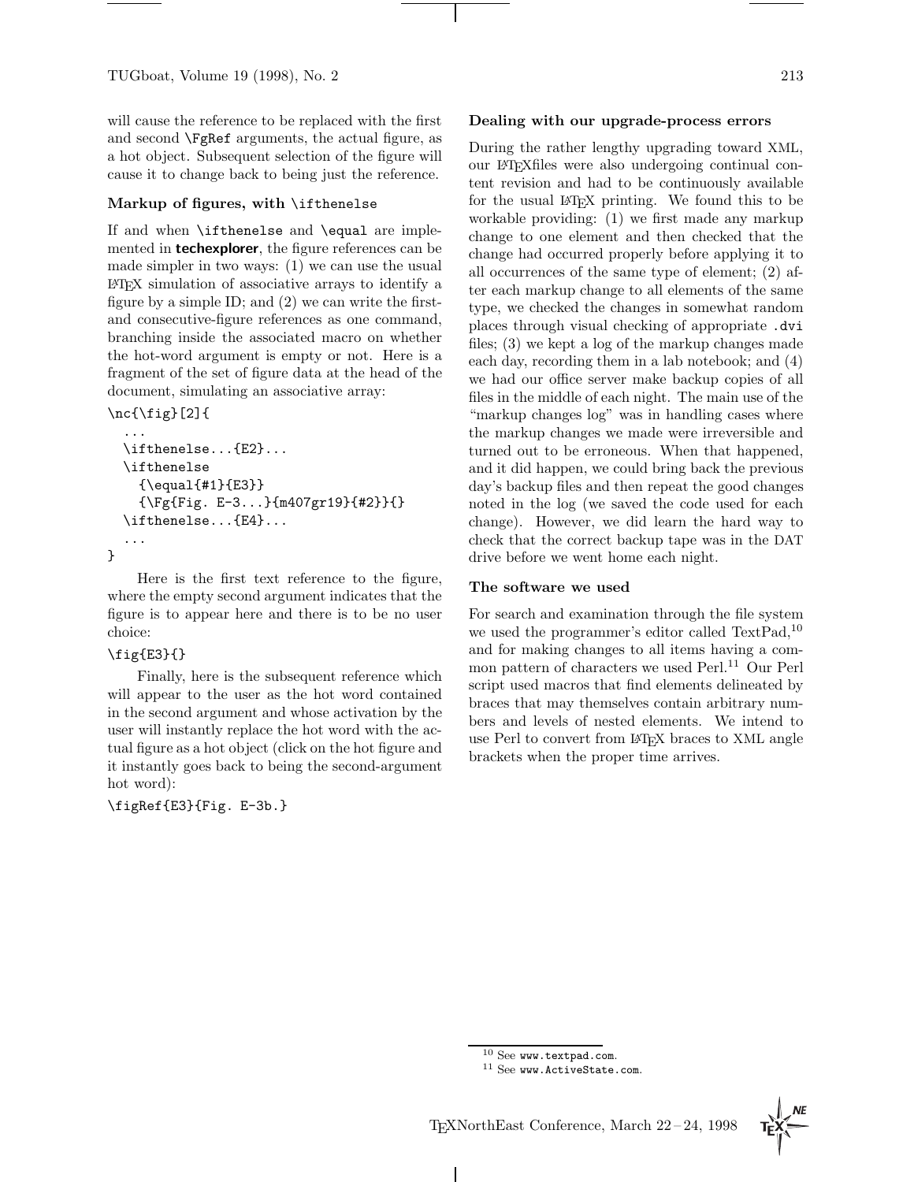will cause the reference to be replaced with the first and second `\FgRef` arguments, the actual figure, as a hot object. Subsequent selection of the figure will cause it to change back to being just the reference.

### Markup of figures, with `\ifthenelse`

If and when `\ifthenelse` and `\equal` are implemented in **techexplorer**, the figure references can be made simpler in two ways: (1) we can use the usual LaTeX simulation of associative arrays to identify a figure by a simple ID; and (2) we can write the first- and consecutive-figure references as one command, branching inside the associated macro on whether the hot-word argument is empty or not. Here is a fragment of the set of figure data at the head of the document, simulating an associative array:

```
\nc{\fig}[2]{
  ...
  \ifthenelse...{E2}...
  \ifthenelse
    {\equal{#1}{E3}}
    {\Fg{Fig. E-3...}{m407gr19}{#2}}{}
  \ifthenelse...{E4}...
  ...
}
```

Here is the first text reference to the figure, where the empty second argument indicates that the figure is to appear here and there is to be no user choice:

```
\fig{E3}{}
```

Finally, here is the subsequent reference which will appear to the user as the hot word contained in the second argument and whose activation by the user will instantly replace the hot word with the actual figure as a hot object (click on the hot figure and it instantly goes back to being the second-argument hot word):

```
\figRef{E3}{Fig. E-3b.}
```

### Dealing with our upgrade-process errors

During the rather lengthy upgrading toward XML, our LaTeXfiles were also undergoing continual content revision and had to be continuously available for the usual LaTeX printing. We found this to be workable providing: (1) we first made any markup change to one element and then checked that the change had occurred properly before applying it to all occurrences of the same type of element; (2) after each markup change to all elements of the same type, we checked the changes in somewhat random places through visual checking of appropriate `.dvi` files; (3) we kept a log of the markup changes made each day, recording them in a lab notebook; and (4) we had our office server make backup copies of all files in the middle of each night. The main use of the "markup changes log" was in handling cases where the markup changes we made were irreversible and turned out to be erroneous. When that happened, and it did happen, we could bring back the previous day's backup files and then repeat the good changes noted in the log (we saved the code used for each change). However, we did learn the hard way to check that the correct backup tape was in the DAT drive before we went home each night.

### The software we used

For search and examination through the file system we used the programmer's editor called TextPad,[10] and for making changes to all items having a common pattern of characters we used Perl.[11] Our Perl script used macros that find elements delineated by braces that may themselves contain arbitrary numbers and levels of nested elements. We intend to use Perl to convert from LaTeX braces to XML angle brackets when the proper time arrives.

---

[10] See `www.textpad.com`.

[11] See `www.ActiveState.com`.